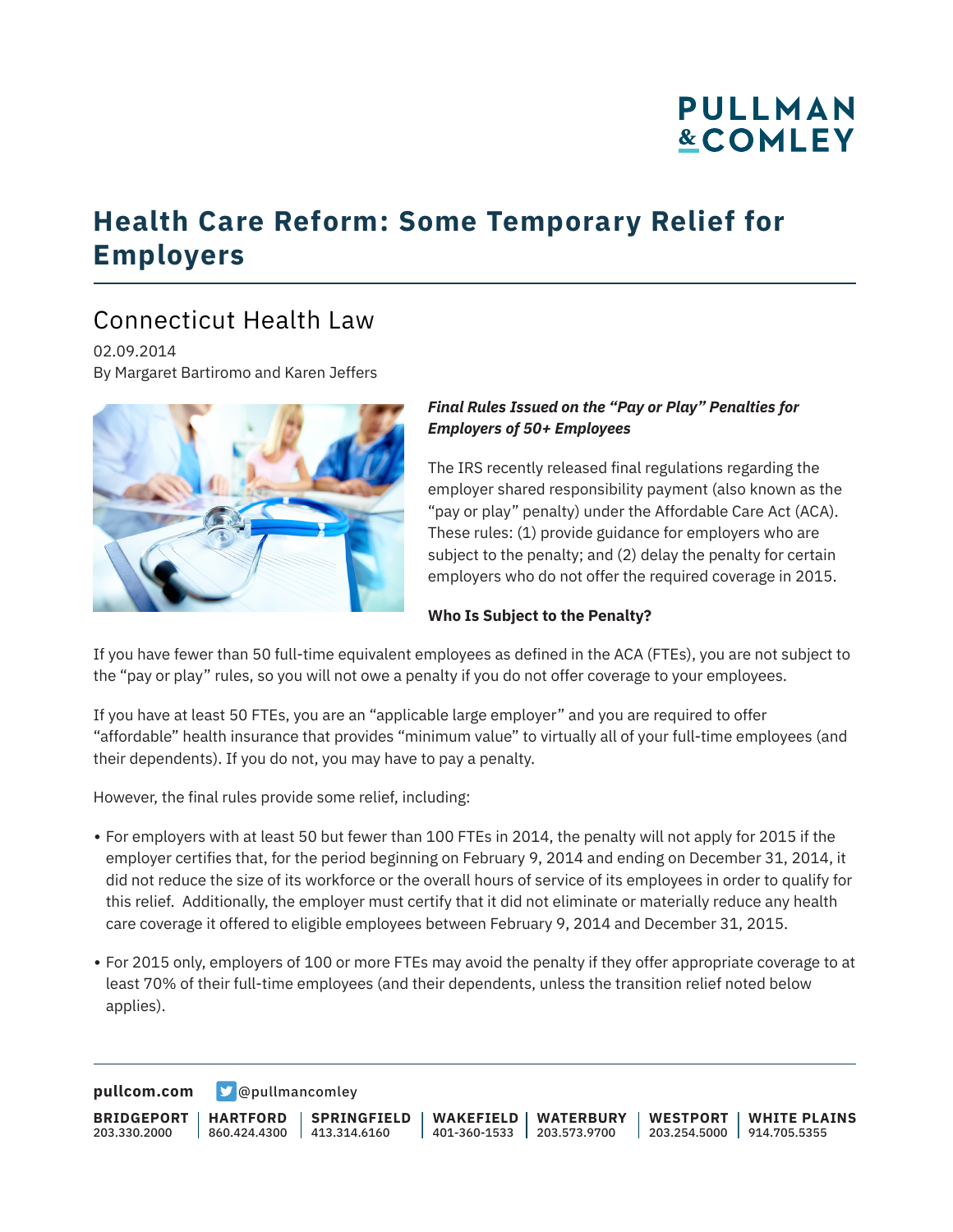# Health Care Reform: Some Temporary Relief for Employers

## Connecticut Health Law

02.09.2014
By Margaret Bartiromo and Karen Jeffers

***Final Rules Issued on the "Pay or Play" Penalties for Employers of 50+ Employees***

The IRS recently released final regulations regarding the employer shared responsibility payment (also known as the "pay or play" penalty) under the Affordable Care Act (ACA). These rules: (1) provide guidance for employers who are subject to the penalty; and (2) delay the penalty for certain employers who do not offer the required coverage in 2015.

**Who Is Subject to the Penalty?**

If you have fewer than 50 full-time equivalent employees as defined in the ACA (FTEs), you are not subject to the "pay or play" rules, so you will not owe a penalty if you do not offer coverage to your employees.

If you have at least 50 FTEs, you are an "applicable large employer" and you are required to offer "affordable" health insurance that provides "minimum value" to virtually all of your full-time employees (and their dependents). If you do not, you may have to pay a penalty.

However, the final rules provide some relief, including:

- For employers with at least 50 but fewer than 100 FTEs in 2014, the penalty will not apply for 2015 if the employer certifies that, for the period beginning on February 9, 2014 and ending on December 31, 2014, it did not reduce the size of its workforce or the overall hours of service of its employees in order to qualify for this relief. Additionally, the employer must certify that it did not eliminate or materially reduce any health care coverage it offered to eligible employees between February 9, 2014 and December 31, 2015.
- For 2015 only, employers of 100 or more FTEs may avoid the penalty if they offer appropriate coverage to at least 70% of their full-time employees (and their dependents, unless the transition relief noted below applies).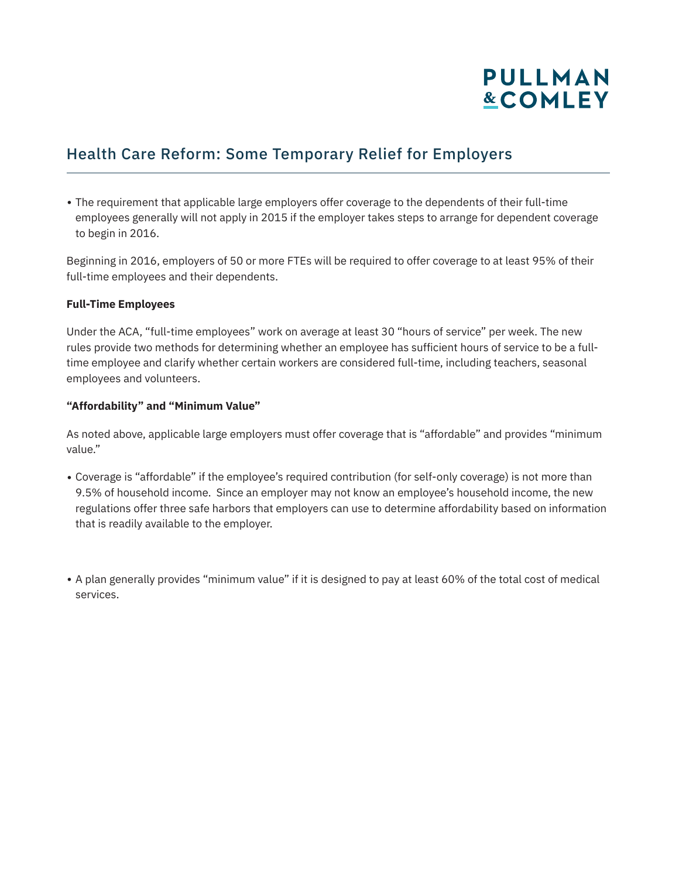# Health Care Reform: Some Temporary Relief for Employers

- The requirement that applicable large employers offer coverage to the dependents of their full-time employees generally will not apply in 2015 if the employer takes steps to arrange for dependent coverage to begin in 2016.

Beginning in 2016, employers of 50 or more FTEs will be required to offer coverage to at least 95% of their full-time employees and their dependents.

**Full-Time Employees**

Under the ACA, "full-time employees" work on average at least 30 "hours of service" per week. The new rules provide two methods for determining whether an employee has sufficient hours of service to be a full-time employee and clarify whether certain workers are considered full-time, including teachers, seasonal employees and volunteers.

**"Affordability" and "Minimum Value"**

As noted above, applicable large employers must offer coverage that is "affordable" and provides "minimum value."

- Coverage is "affordable" if the employee's required contribution (for self-only coverage) is not more than 9.5% of household income. Since an employer may not know an employee's household income, the new regulations offer three safe harbors that employers can use to determine affordability based on information that is readily available to the employer.

- A plan generally provides "minimum value" if it is designed to pay at least 60% of the total cost of medical services.